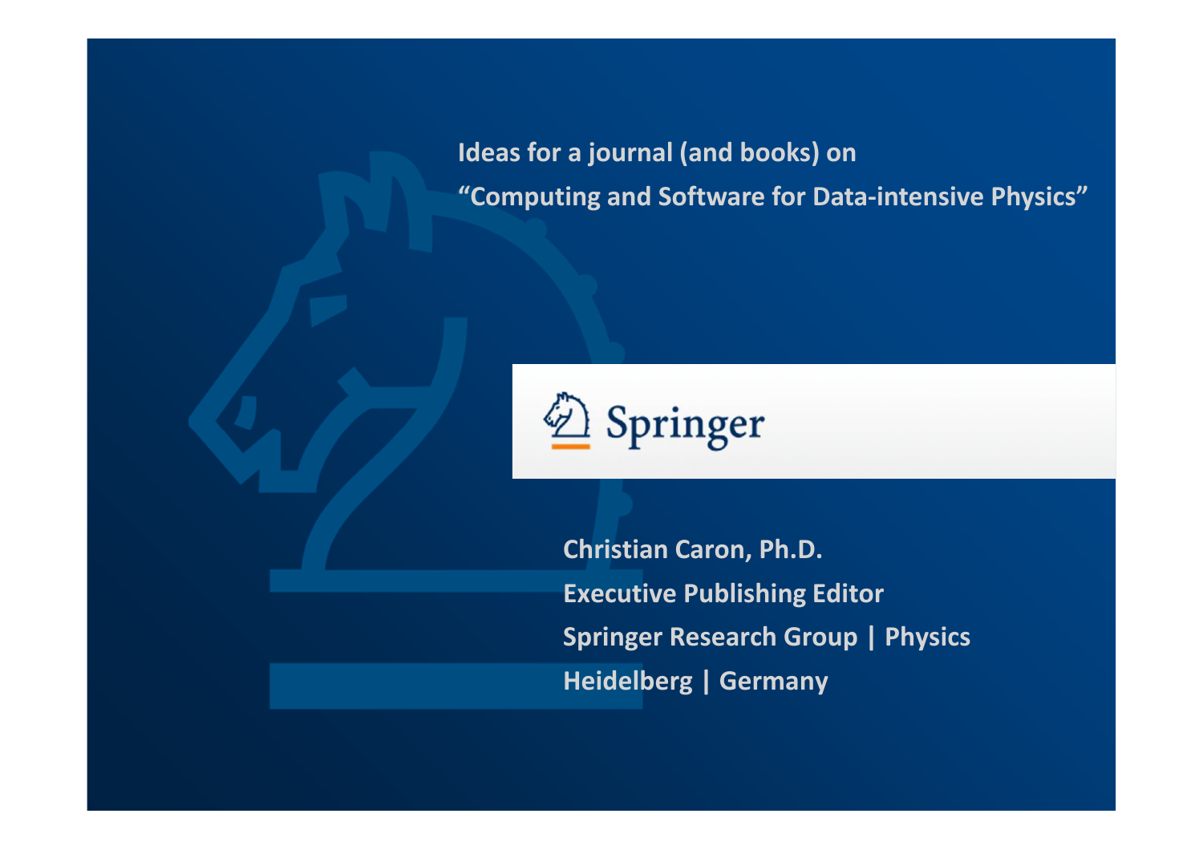# Ideas for a journal (and books) on "Computing and Software for Data-intensive Physics"

Springer

**Christian Caron, Ph.D.**
**Executive Publishing Editor**
**Springer Research Group | Physics**
**Heidelberg | Germany**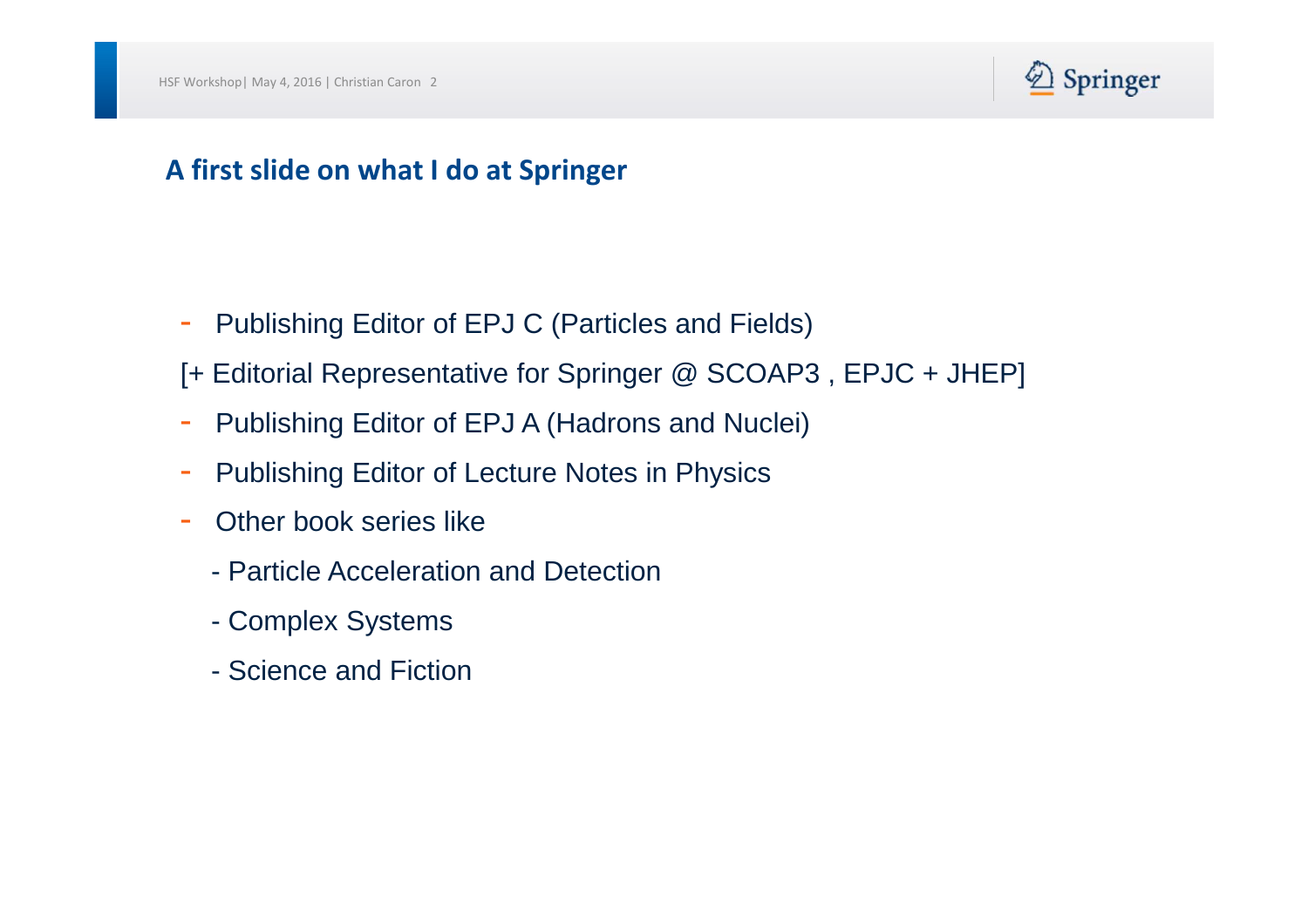## A first slide on what I do at Springer

- Publishing Editor of EPJ C (Particles and Fields)

[+ Editorial Representative for Springer @ SCOAP3 , EPJC + JHEP]

- Publishing Editor of EPJ A (Hadrons and Nuclei)
- Publishing Editor of Lecture Notes in Physics
- Other book series like
  - Particle Acceleration and Detection
  - Complex Systems
  - Science and Fiction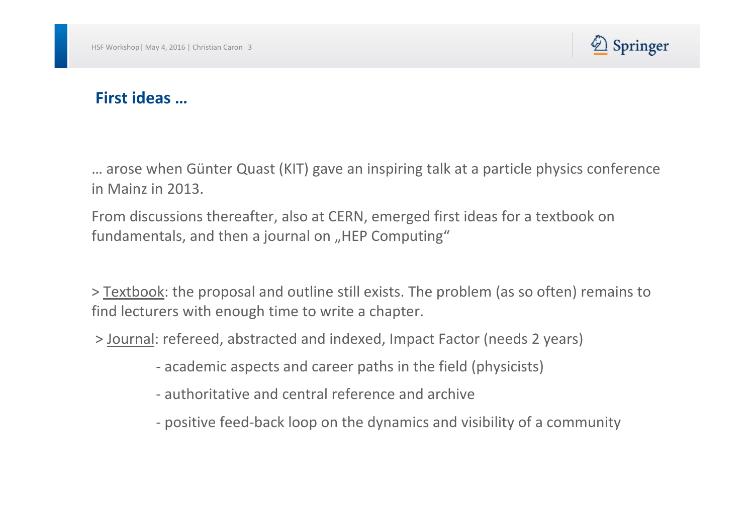## First ideas …

… arose when Günter Quast (KIT) gave an inspiring talk at a particle physics conference in Mainz in 2013.

From discussions thereafter, also at CERN, emerged first ideas for a textbook on fundamentals, and then a journal on „HEP Computing“

> Textbook: the proposal and outline still exists. The problem (as so often) remains to find lecturers with enough time to write a chapter.

> Journal: refereed, abstracted and indexed, Impact Factor (needs 2 years)

- academic aspects and career paths in the field (physicists)
- authoritative and central reference and archive
- positive feed-back loop on the dynamics and visibility of a community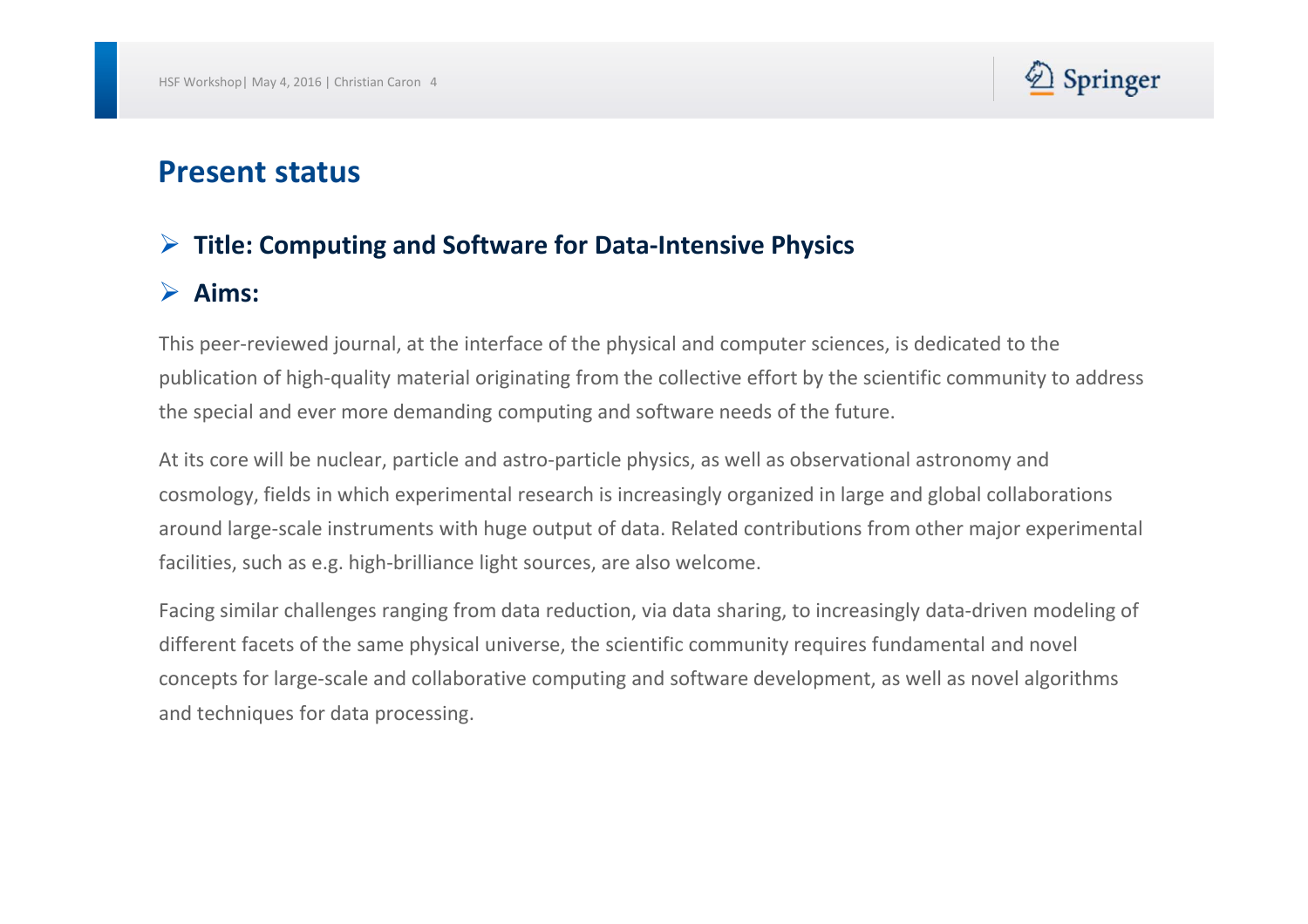## Present status

- **Title: Computing and Software for Data-Intensive Physics**
- **Aims:**

This peer-reviewed journal, at the interface of the physical and computer sciences, is dedicated to the publication of high-quality material originating from the collective effort by the scientific community to address the special and ever more demanding computing and software needs of the future.

At its core will be nuclear, particle and astro-particle physics, as well as observational astronomy and cosmology, fields in which experimental research is increasingly organized in large and global collaborations around large-scale instruments with huge output of data. Related contributions from other major experimental facilities, such as e.g. high-brilliance light sources, are also welcome.

Facing similar challenges ranging from data reduction, via data sharing, to increasingly data-driven modeling of different facets of the same physical universe, the scientific community requires fundamental and novel concepts for large-scale and collaborative computing and software development, as well as novel algorithms and techniques for data processing.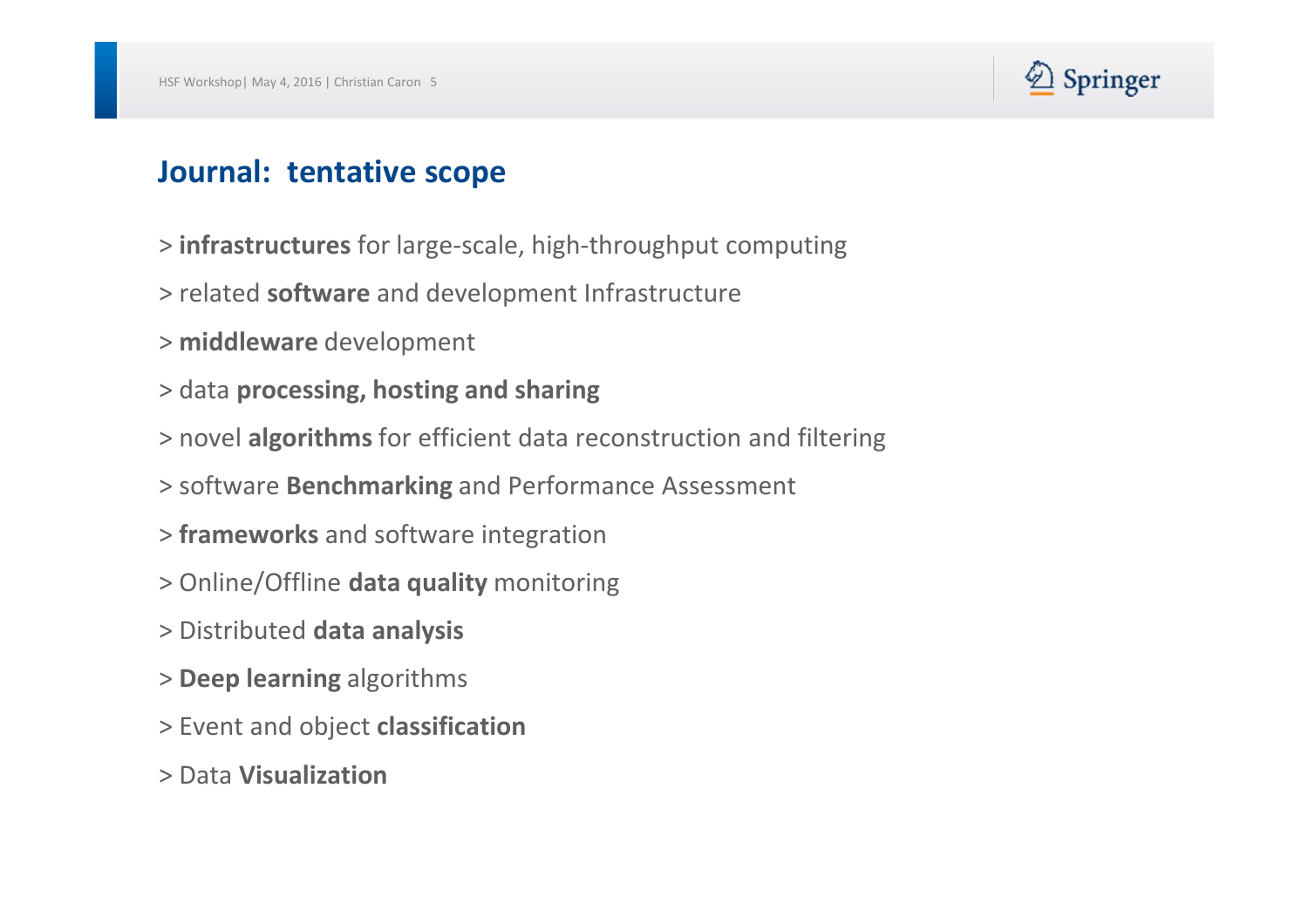## Journal:  tentative scope

> **infrastructures** for large-scale, high-throughput computing

> related **software** and development Infrastructure

> **middleware** development

> data **processing, hosting and sharing**

> novel **algorithms** for efficient data reconstruction and filtering

> software **Benchmarking** and Performance Assessment

> **frameworks** and software integration

> Online/Offline **data quality** monitoring

> Distributed **data analysis**

> **Deep learning** algorithms

> Event and object **classification**

> Data **Visualization**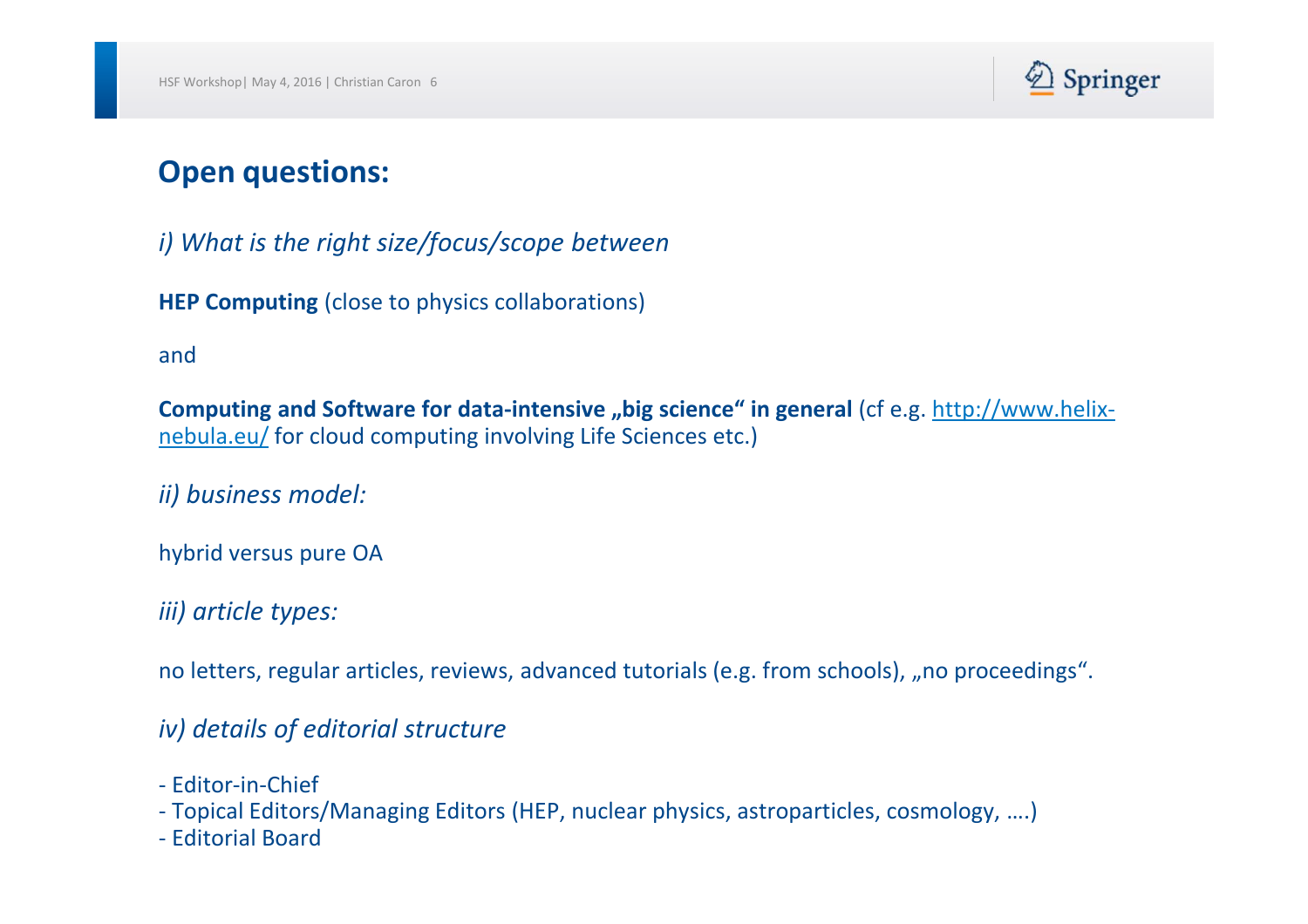## Open questions:

*i) What is the right size/focus/scope between*

**HEP Computing** (close to physics collaborations)

and

**Computing and Software for data-intensive „big science" in general** (cf e.g. http://www.helix-nebula.eu/ for cloud computing involving Life Sciences etc.)

*ii) business model:*

hybrid versus pure OA

*iii) article types:*

no letters, regular articles, reviews, advanced tutorials (e.g. from schools), „no proceedings".

*iv) details of editorial structure*

- Editor-in-Chief
- Topical Editors/Managing Editors (HEP, nuclear physics, astroparticles, cosmology, ….)
- Editorial Board